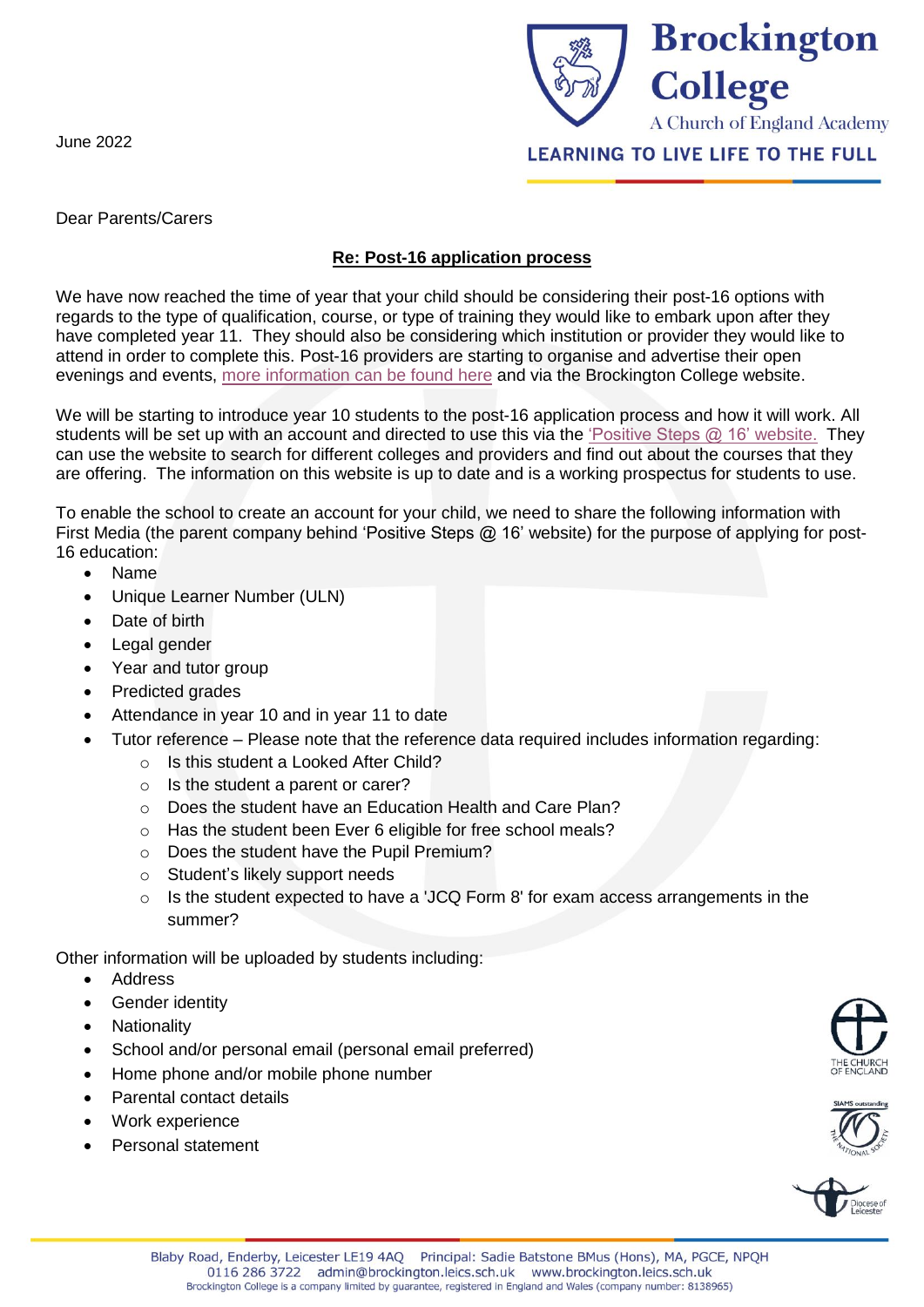**Brockington College**
A Church of England Academy
LEARNING TO LIVE LIFE TO THE FULL

June 2022

Dear Parents/Carers

**Re: Post-16 application process**

We have now reached the time of year that your child should be considering their post-16 options with regards to the type of qualification, course, or type of training they would like to embark upon after they have completed year 11. They should also be considering which institution or provider they would like to attend in order to complete this. Post-16 providers are starting to organise and advertise their open evenings and events, more information can be found here and via the Brockington College website.

We will be starting to introduce year 10 students to the post-16 application process and how it will work. All students will be set up with an account and directed to use this via the 'Positive Steps @ 16' website. They can use the website to search for different colleges and providers and find out about the courses that they are offering. The information on this website is up to date and is a working prospectus for students to use.

To enable the school to create an account for your child, we need to share the following information with First Media (the parent company behind 'Positive Steps @ 16' website) for the purpose of applying for post-16 education:

- Name
- Unique Learner Number (ULN)
- Date of birth
- Legal gender
- Year and tutor group
- Predicted grades
- Attendance in year 10 and in year 11 to date
- Tutor reference – Please note that the reference data required includes information regarding:
  - Is this student a Looked After Child?
  - Is the student a parent or carer?
  - Does the student have an Education Health and Care Plan?
  - Has the student been Ever 6 eligible for free school meals?
  - Does the student have the Pupil Premium?
  - Student's likely support needs
  - Is the student expected to have a 'JCQ Form 8' for exam access arrangements in the summer?

Other information will be uploaded by students including:

- Address
- Gender identity
- Nationality
- School and/or personal email (personal email preferred)
- Home phone and/or mobile phone number
- Parental contact details
- Work experience
- Personal statement

Blaby Road, Enderby, Leicester LE19 4AQ Principal: Sadie Batstone BMus (Hons), MA, PGCE, NPQH
0116 286 3722 admin@brockington.leics.sch.uk www.brockington.leics.sch.uk
Brockington College is a company limited by guarantee, registered in England and Wales (company number: 8138965)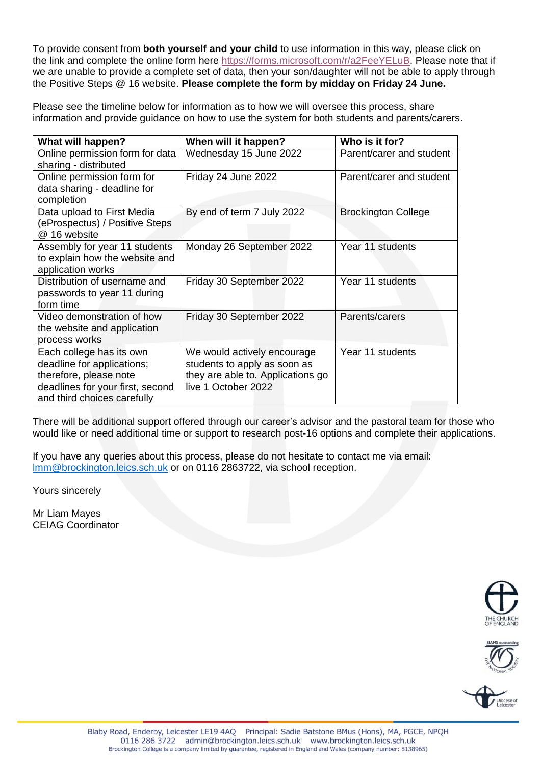To provide consent from **both yourself and your child** to use information in this way, please click on the link and complete the online form here https://forms.microsoft.com/r/a2FeeYELuB. Please note that if we are unable to provide a complete set of data, then your son/daughter will not be able to apply through the Positive Steps @ 16 website. **Please complete the form by midday on Friday 24 June.**

Please see the timeline below for information as to how we will oversee this process, share information and provide guidance on how to use the system for both students and parents/carers.

| What will happen? | When will it happen? | Who is it for? |
|---|---|---|
| Online permission form for data sharing - distributed | Wednesday 15 June 2022 | Parent/carer and student |
| Online permission form for data sharing - deadline for completion | Friday 24 June 2022 | Parent/carer and student |
| Data upload to First Media (eProspectus) / Positive Steps @ 16 website | By end of term 7 July 2022 | Brockington College |
| Assembly for year 11 students to explain how the website and application works | Monday 26 September 2022 | Year 11 students |
| Distribution of username and passwords to year 11 during form time | Friday 30 September 2022 | Year 11 students |
| Video demonstration of how the website and application process works | Friday 30 September 2022 | Parents/carers |
| Each college has its own deadline for applications; therefore, please note deadlines for your first, second and third choices carefully | We would actively encourage students to apply as soon as they are able to. Applications go live 1 October 2022 | Year 11 students |

There will be additional support offered through our career's advisor and the pastoral team for those who would like or need additional time or support to research post-16 options and complete their applications.

If you have any queries about this process, please do not hesitate to contact me via email: lmm@brockington.leics.sch.uk or on 0116 2863722, via school reception.

Yours sincerely

Mr Liam Mayes
CEIAG Coordinator

Blaby Road, Enderby, Leicester LE19 4AQ Principal: Sadie Batstone BMus (Hons), MA, PGCE, NPQH
0116 286 3722 admin@brockington.leics.sch.uk www.brockington.leics.sch.uk
Brockington College is a company limited by guarantee, registered in England and Wales (company number: 8138965)